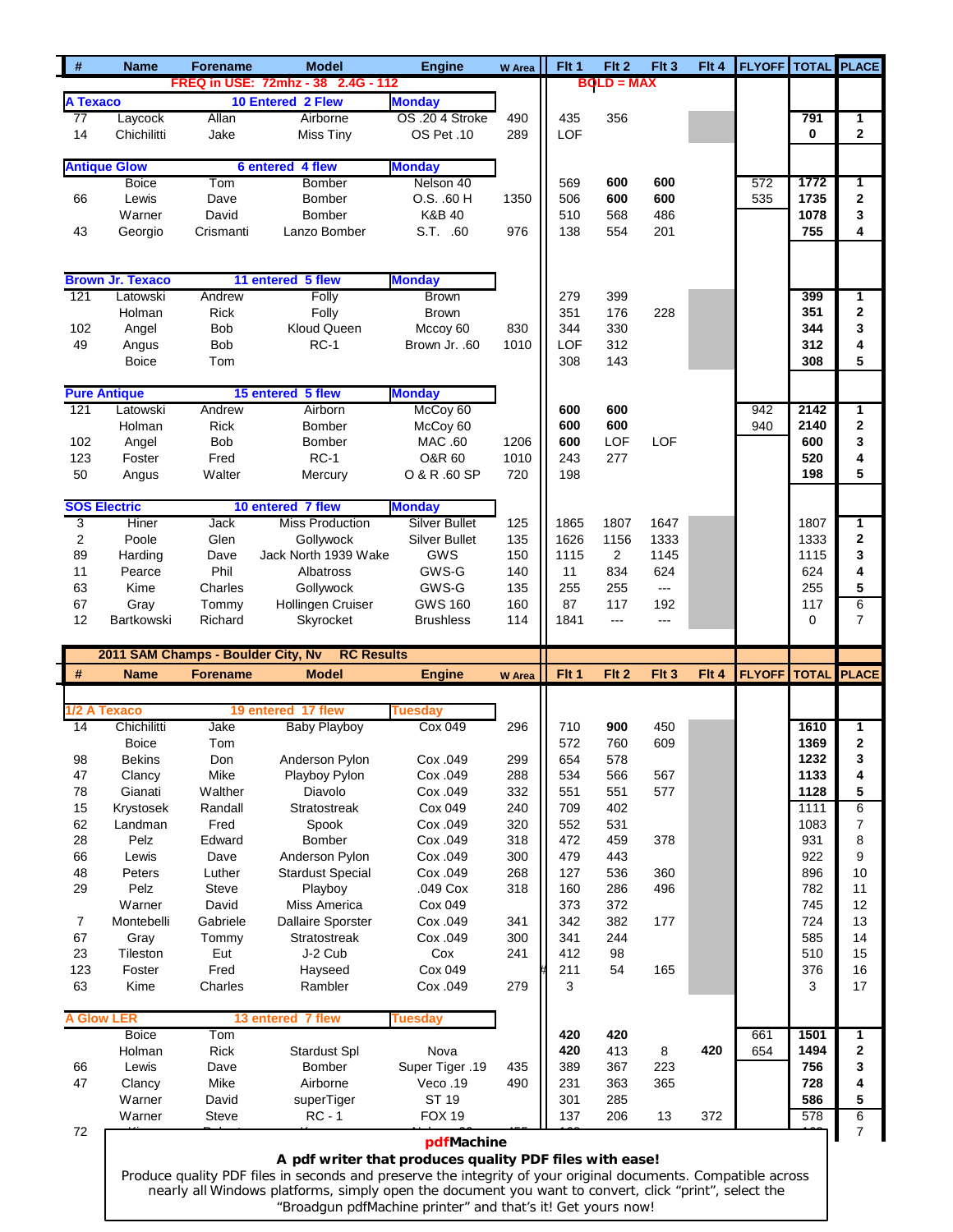| # | Name | Forename | Model | Engine | W Area | Flt 1 | Flt 2 | Flt 3 | Flt 4 | FLYOFF | TOTAL | PLACE |
|---|---|---|---|---|---|---|---|---|---|---|---|---|
| | | FREQ in USE: 72mhz - 38 2.4G - 112 | | | | BOLD = MAX | | | | | | |
| **A Texaco** | | 10 Entered 2 Flew | | Monday | | | | | | | | |
| 77 | Laycock | Allan | Airborne | OS .20 4 Stroke | 490 | 435 | 356 | | | | **791** | **1** |
| 14 | Chichilitti | Jake | Miss Tiny | OS Pet .10 | 289 | LOF | | | | | **0** | **2** |
| **Antique Glow** | | 6 entered 4 flew | | Monday | | | | | | | | |
| | Boice | Tom | Bomber | Nelson 40 | | 569 | **600** | **600** | | 572 | **1772** | **1** |
| 66 | Lewis | Dave | Bomber | O.S. .60 H | 1350 | 506 | **600** | **600** | | 535 | **1735** | **2** |
| | Warner | David | Bomber | K&B 40 | | 510 | 568 | 486 | | | **1078** | **3** |
| 43 | Georgio | Crismanti | Lanzo Bomber | S.T. .60 | 976 | 138 | 554 | 201 | | | **755** | **4** |
| **Brown Jr. Texaco** | | 11 entered 5 flew | | Monday | | | | | | | | |
| 121 | Latowski | Andrew | Folly | Brown | | 279 | 399 | | | | **399** | **1** |
| | Holman | Rick | Folly | Brown | | 351 | 176 | 228 | | | **351** | **2** |
| 102 | Angel | Bob | Kloud Queen | Mccoy 60 | 830 | 344 | 330 | | | | **344** | **3** |
| 49 | Angus | Bob | RC-1 | Brown Jr. .60 | 1010 | LOF | 312 | | | | **312** | **4** |
| | Boice | Tom | | | | 308 | 143 | | | | **308** | **5** |
| **Pure Antique** | | 15 entered 5 flew | | Monday | | | | | | | | |
| 121 | Latowski | Andrew | Airborn | McCoy 60 | | **600** | **600** | | | 942 | **2142** | **1** |
| | Holman | Rick | Bomber | McCoy 60 | | **600** | **600** | | | 940 | **2140** | **2** |
| 102 | Angel | Bob | Bomber | MAC .60 | 1206 | **600** | LOF | LOF | | | **600** | **3** |
| 123 | Foster | Fred | RC-1 | O&R 60 | 1010 | 243 | 277 | | | | **520** | **4** |
| 50 | Angus | Walter | Mercury | O & R .60 SP | 720 | 198 | | | | | **198** | **5** |
| **SOS Electric** | | 10 entered 7 flew | | Monday | | | | | | | | |
| 3 | Hiner | Jack | Miss Production | Silver Bullet | 125 | 1865 | 1807 | 1647 | | | 1807 | **1** |
| 2 | Poole | Glen | Gollywock | Silver Bullet | 135 | 1626 | 1156 | 1333 | | | 1333 | **2** |
| 89 | Harding | Dave | Jack North 1939 Wake | GWS | 150 | 1115 | 2 | 1145 | | | 1115 | **3** |
| 11 | Pearce | Phil | Albatross | GWS-G | 140 | 11 | 834 | 624 | | | 624 | **4** |
| 63 | Kime | Charles | Gollywock | GWS-G | 135 | 255 | 255 | --- | | | 255 | **5** |
| 67 | Gray | Tommy | Hollingen Cruiser | GWS 160 | 160 | 87 | 117 | 192 | | | 117 | 6 |
| 12 | Bartkowski | Richard | Skyrocket | Brushless | 114 | 1841 | --- | --- | | | 0 | 7 |

**2011 SAM Champs - Boulder City, Nv RC Results**

| # | Name | Forename | Model | Engine | W Area | Flt 1 | Flt 2 | Flt 3 | Flt 4 | FLYOFF | TOTAL | PLACE |
|---|---|---|---|---|---|---|---|---|---|---|---|---|
| **1/2 A Texaco** | | 19 entered 17 flew | | Tuesday | | | | | | | | |
| 14 | Chichilitti | Jake | Baby Playboy | Cox 049 | 296 | 710 | **900** | 450 | | | **1610** | **1** |
| | Boice | Tom | | | | 572 | 760 | 609 | | | **1369** | **2** |
| 98 | Bekins | Don | Anderson Pylon | Cox .049 | 299 | 654 | 578 | | | | **1232** | **3** |
| 47 | Clancy | Mike | Playboy Pylon | Cox .049 | 288 | 534 | 566 | 567 | | | **1133** | **4** |
| 78 | Gianati | Walther | Diavolo | Cox .049 | 332 | 551 | 551 | 577 | | | **1128** | **5** |
| 15 | Krystosek | Randall | Stratostreak | Cox 049 | 240 | 709 | 402 | | | | 1111 | 6 |
| 62 | Landman | Fred | Spook | Cox .049 | 320 | 552 | 531 | | | | 1083 | 7 |
| 28 | Pelz | Edward | Bomber | Cox .049 | 318 | 472 | 459 | 378 | | | 931 | 8 |
| 66 | Lewis | Dave | Anderson Pylon | Cox .049 | 300 | 479 | 443 | | | | 922 | 9 |
| 48 | Peters | Luther | Stardust Special | Cox .049 | 268 | 127 | 536 | 360 | | | 896 | 10 |
| 29 | Pelz | Steve | Playboy | .049 Cox | 318 | 160 | 286 | 496 | | | 782 | 11 |
| | Warner | David | Miss America | Cox 049 | | 373 | 372 | | | | 745 | 12 |
| 7 | Montebelli | Gabriele | Dallaire Sporster | Cox .049 | 341 | 342 | 382 | 177 | | | 724 | 13 |
| 67 | Gray | Tommy | Stratostreak | Cox .049 | 300 | 341 | 244 | | | | 585 | 14 |
| 23 | Tileston | Eut | J-2 Cub | Cox | 241 | 412 | 98 | | | | 510 | 15 |
| 123 | Foster | Fred | Hayseed | Cox 049 | | 211 | 54 | 165 | | | 376 | 16 |
| 63 | Kime | Charles | Rambler | Cox .049 | 279 | 3 | | | | | 3 | 17 |
| **A Glow LER** | | 13 entered 7 flew | | Tuesday | | | | | | | | |
| | Boice | Tom | | | | **420** | **420** | | | 661 | **1501** | **1** |
| | Holman | Rick | Stardust Spl | Nova | | **420** | 413 | 8 | **420** | 654 | **1494** | **2** |
| 66 | Lewis | Dave | Bomber | Super Tiger .19 | 435 | 389 | 367 | 223 | | | **756** | **3** |
| 47 | Clancy | Mike | Airborne | Veco .19 | 490 | 231 | 363 | 365 | | | **728** | **4** |
| | Warner | David | superTiger | ST 19 | | 301 | 285 | | | | **586** | **5** |
| | Warner | Steve | RC - 1 | FOX 19 | | 137 | 206 | 13 | 372 | | 578 | 6 |
| 72 | | | | | | | | | | | | 7 |

**pdfMachine**
**A pdf writer that produces quality PDF files with ease!**
Produce quality PDF files in seconds and preserve the integrity of your original documents. Compatible across nearly all Windows platforms, simply open the document you want to convert, click “print”, select the “Broadgun pdfMachine printer” and that’s it! Get yours now!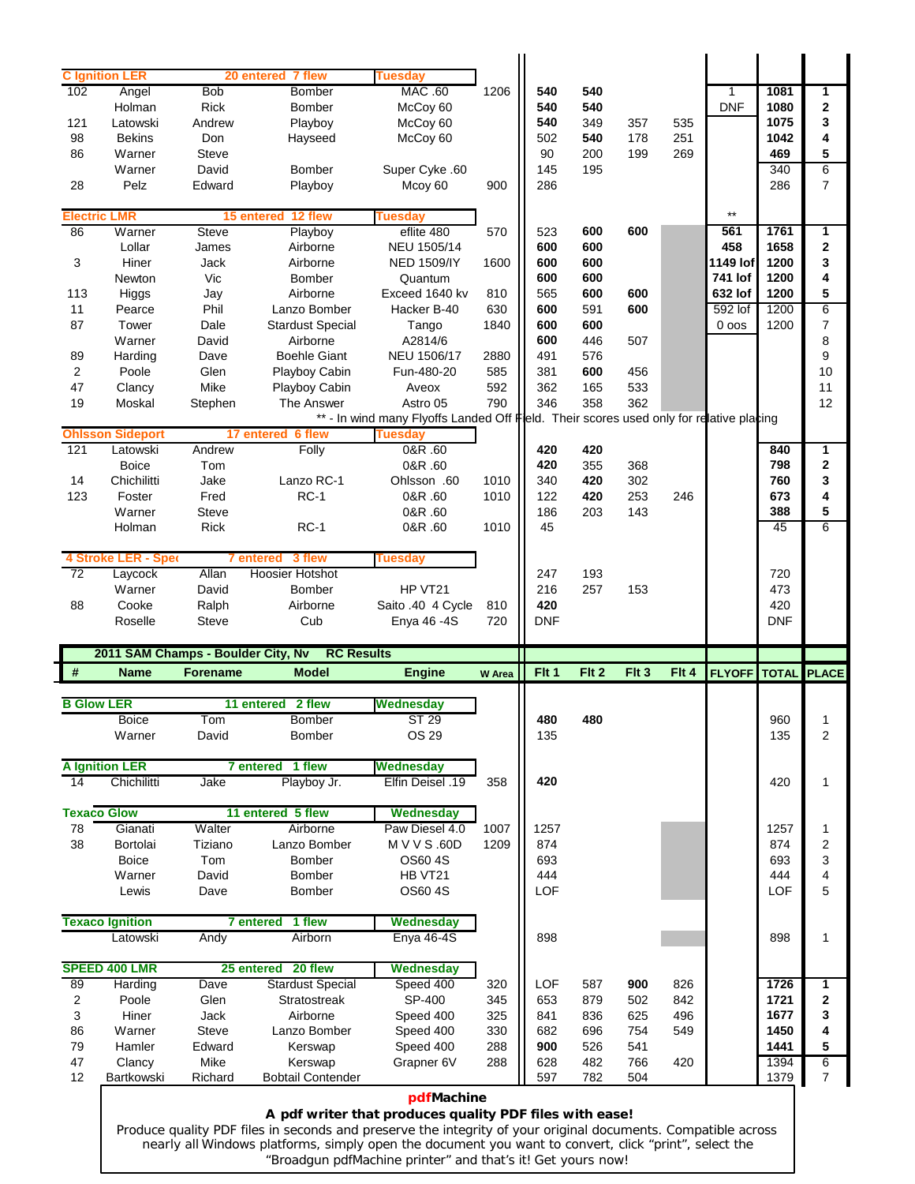| # | Name | Forename | Model | Engine | W Area | Flt 1 | Flt 2 | Flt 3 | Flt 4 | FLYOFF | TOTAL | PLACE |
|---|---|---|---|---|---|---|---|---|---|---|---|---|
| **C Ignition LER** | | **20 entered 7 flew** | | **Tuesday** | | | | | | | | |
| 102 | Angel | Bob | Bomber | MAC .60 | 1206 | **540** | **540** | | | 1 | **1081** | **1** |
| | Holman | Rick | Bomber | McCoy 60 | | **540** | **540** | | | DNF | **1080** | **2** |
| 121 | Latowski | Andrew | Playboy | McCoy 60 | | **540** | 349 | 357 | 535 | | **1075** | **3** |
| 98 | Bekins | Don | Hayseed | McCoy 60 | | 502 | **540** | 178 | 251 | | **1042** | **4** |
| 86 | Warner | Steve | | | | 90 | 200 | 199 | 269 | | **469** | **5** |
| | Warner | David | Bomber | Super Cyke .60 | | 145 | 195 | | | | 340 | 6 |
| 28 | Pelz | Edward | Playboy | Mcoy 60 | 900 | 286 | | | | | 286 | 7 |
| **Electric LMR** | | **15 entered 12 flew** | | **Tuesday** | | | | | | ** | | |
| 86 | Warner | Steve | Playboy | eflite 480 | 570 | 523 | **600** | **600** | | **561** | **1761** | **1** |
| | Lollar | James | Airborne | NEU 1505/14 | | **600** | **600** | | | **458** | **1658** | **2** |
| 3 | Hiner | Jack | Airborne | NED 1509/IY | 1600 | **600** | **600** | | | **1149 lof** | **1200** | **3** |
| | Newton | Vic | Bomber | Quantum | | **600** | **600** | | | **741 lof** | **1200** | **4** |
| 113 | Higgs | Jay | Airborne | Exceed 1640 kv | 810 | 565 | **600** | **600** | | **632 lof** | **1200** | **5** |
| 11 | Pearce | Phil | Lanzo Bomber | Hacker B-40 | 630 | **600** | 591 | **600** | | 592 lof | 1200 | 6 |
| 87 | Tower | Dale | Stardust Special | Tango | 1840 | **600** | **600** | | | 0 oos | 1200 | 7 |
| | Warner | David | Airborne | A2814/6 | | **600** | 446 | 507 | | | | 8 |
| 89 | Harding | Dave | Boehle Giant | NEU 1506/17 | 2880 | 491 | 576 | | | | | 9 |
| 2 | Poole | Glen | Playboy Cabin | Fun-480-20 | 585 | 381 | **600** | 456 | | | | 10 |
| 47 | Clancy | Mike | Playboy Cabin | Aveox | 592 | 362 | 165 | 533 | | | | 11 |
| 19 | Moskal | Stephen | The Answer | Astro 05 | 790 | 346 | 358 | 362 | | | | 12 |
| | | | | ** - In wind many Flyoffs Landed Off Field. Their scores used only for relative placing | | | | | | | | |
| **Ohlsson Sideport** | | **17 entered 6 flew** | | **Tuesday** | | | | | | | | |
| 121 | Latowski | Andrew | Folly | 0&R .60 | | **420** | **420** | | | | **840** | **1** |
| | Boice | Tom | | 0&R .60 | | **420** | 355 | 368 | | | **798** | **2** |
| 14 | Chichilitti | Jake | Lanzo RC-1 | Ohlsson .60 | 1010 | 340 | **420** | 302 | | | **760** | **3** |
| 123 | Foster | Fred | RC-1 | 0&R .60 | 1010 | 122 | **420** | 253 | 246 | | **673** | **4** |
| | Warner | Steve | | 0&R .60 | | 186 | 203 | 143 | | | **388** | **5** |
| | Holman | Rick | RC-1 | 0&R .60 | 1010 | 45 | | | | | 45 | 6 |
| **4 Stroke LER - Spec** | | **7 entered 3 flew** | | **Tuesday** | | | | | | | | |
| 72 | Laycock | Allan | Hoosier Hotshot | | | 247 | 193 | | | | 720 | |
| | Warner | David | Bomber | HP VT21 | | 216 | 257 | 153 | | | 473 | |
| 88 | Cooke | Ralph | Airborne | Saito .40 4 Cycle | 810 | **420** | | | | | 420 | |
| | Roselle | Steve | Cub | Enya 46 -4S | 720 | DNF | | | | | DNF | |

**2011 SAM Champs - Boulder City, Nv RC Results**

| # | Name | Forename | Model | Engine | W Area | Flt 1 | Flt 2 | Flt 3 | Flt 4 | FLYOFF | TOTAL | PLACE |
|---|---|---|---|---|---|---|---|---|---|---|---|---|
| **B Glow LER** | | **11 entered 2 flew** | | **Wednesday** | | | | | | | | |
| | Boice | Tom | Bomber | ST 29 | | **480** | **480** | | | | 960 | 1 |
| | Warner | David | Bomber | OS 29 | | 135 | | | | | 135 | 2 |
| **A Ignition LER** | | **7 entered 1 flew** | | **Wednesday** | | | | | | | | |
| 14 | Chichilitti | Jake | Playboy Jr. | Elfin Deisel .19 | 358 | **420** | | | | | 420 | 1 |
| **Texaco Glow** | | **11 entered 5 flew** | | **Wednesday** | | | | | | | | |
| 78 | Gianati | Walter | Airborne | Paw Diesel 4.0 | 1007 | 1257 | | | | | 1257 | 1 |
| 38 | Bortolai | Tiziano | Lanzo Bomber | M V V S .60D | 1209 | 874 | | | | | 874 | 2 |
| | Boice | Tom | Bomber | OS60 4S | | 693 | | | | | 693 | 3 |
| | Warner | David | Bomber | HB VT21 | | 444 | | | | | 444 | 4 |
| | Lewis | Dave | Bomber | OS60 4S | | LOF | | | | | LOF | 5 |
| **Texaco Ignition** | | **7 entered 1 flew** | | **Wednesday** | | | | | | | | |
| | Latowski | Andy | Airborn | Enya 46-4S | | 898 | | | | | 898 | 1 |
| **SPEED 400 LMR** | | **25 entered 20 flew** | | **Wednesday** | | | | | | | | |
| 89 | Harding | Dave | Stardust Special | Speed 400 | 320 | LOF | 587 | **900** | 826 | | **1726** | **1** |
| 2 | Poole | Glen | Stratostreak | SP-400 | 345 | 653 | 879 | 502 | 842 | | **1721** | **2** |
| 3 | Hiner | Jack | Airborne | Speed 400 | 325 | 841 | 836 | 625 | 496 | | **1677** | **3** |
| 86 | Warner | Steve | Lanzo Bomber | Speed 400 | 330 | 682 | 696 | 754 | 549 | | **1450** | **4** |
| 79 | Hamler | Edward | Kerswap | Speed 400 | 288 | **900** | 526 | 541 | | | **1441** | **5** |
| 47 | Clancy | Mike | Kerswap | Grapner 6V | 288 | 628 | 482 | 766 | 420 | | 1394 | 6 |
| 12 | Bartkowski | Richard | Bobtail Contender | | | 597 | 782 | 504 | | | 1379 | 7 |

**pdfMachine**

**A pdf writer that produces quality PDF files with ease!**

Produce quality PDF files in seconds and preserve the integrity of your original documents. Compatible across nearly all Windows platforms, simply open the document you want to convert, click "print", select the "Broadgun pdfMachine printer" and that's it! Get yours now!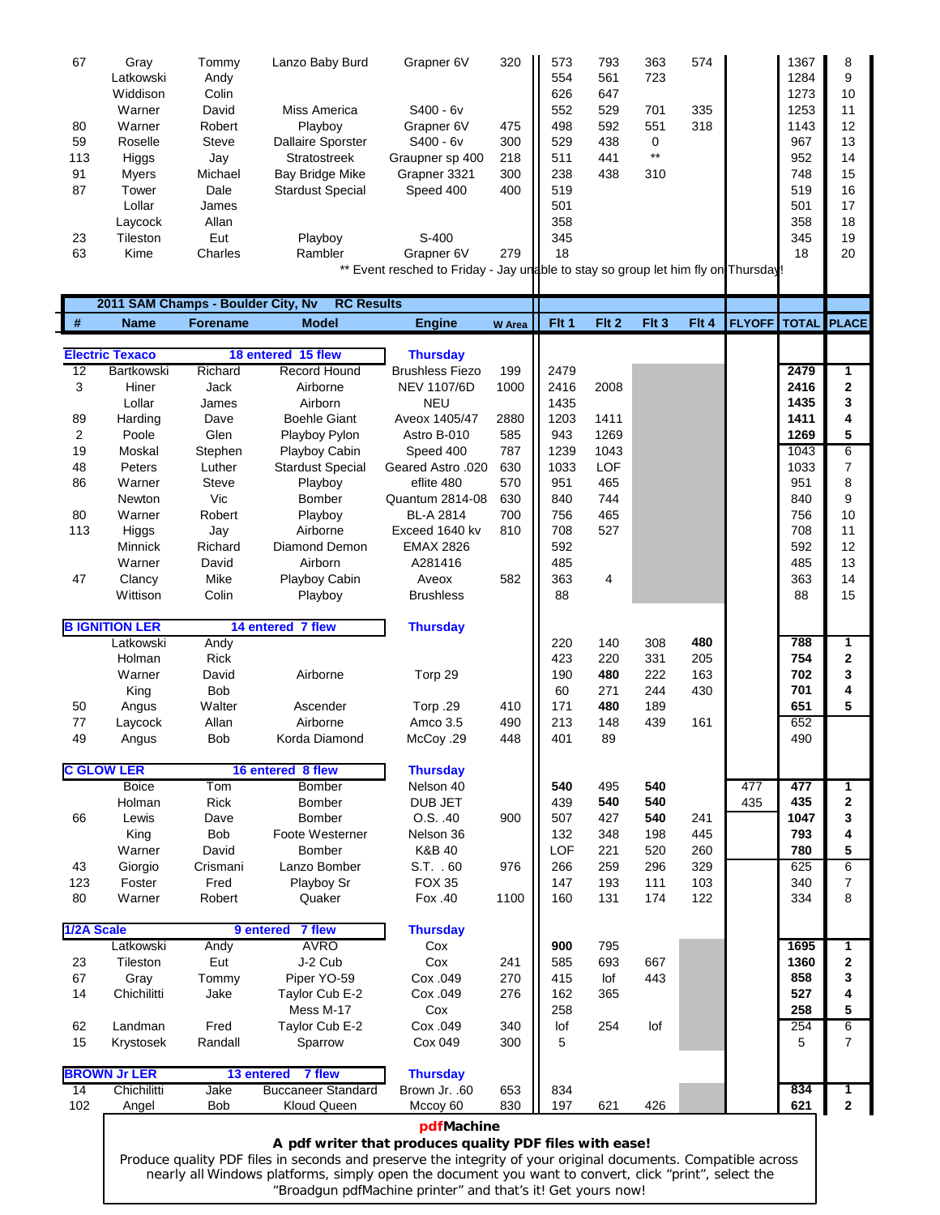| # | Name | Forename | Model | Engine | W Area | Flt 1 | Flt 2 | Flt 3 | Flt 4 | FLYOFF | TOTAL | PLACE |
|---|---|---|---|---|---|---|---|---|---|---|---|---|
| 67 | Gray | Tommy | Lanzo Baby Burd | Grapner 6V | 320 | 573 | 793 | 363 | 574 | | 1367 | 8 |
| | Latkowski | Andy | | | | 554 | 561 | 723 | | | 1284 | 9 |
| | Widdison | Colin | | | | 626 | 647 | | | | 1273 | 10 |
| | Warner | David | Miss America | S400 - 6v | | 552 | 529 | 701 | 335 | | 1253 | 11 |
| 80 | Warner | Robert | Playboy | Grapner 6V | 475 | 498 | 592 | 551 | 318 | | 1143 | 12 |
| 59 | Roselle | Steve | Dallaire Sporster | S400 - 6v | 300 | 529 | 438 | 0 | | | 967 | 13 |
| 113 | Higgs | Jay | Stratostreek | Graupner sp 400 | 218 | 511 | 441 | ** | | | 952 | 14 |
| 91 | Myers | Michael | Bay Bridge Mike | Grapner 3321 | 300 | 238 | 438 | 310 | | | 748 | 15 |
| 87 | Tower | Dale | Stardust Special | Speed 400 | 400 | 519 | | | | | 519 | 16 |
| | Lollar | James | | | | 501 | | | | | 501 | 17 |
| | Laycock | Allan | | | | 358 | | | | | 358 | 18 |
| 23 | Tileston | Eut | Playboy | S-400 | | 345 | | | | | 345 | 19 |
| 63 | Kime | Charles | Rambler | Grapner 6V | 279 | 18 | | | | | 18 | 20 |

** Event resched to Friday - Jay unable to stay so group let him fly on Thursday!

## 2011 SAM Champs - Boulder City, Nv — RC Results

| # | Name | Forename | Model | Engine | W Area | Flt 1 | Flt 2 | Flt 3 | Flt 4 | FLYOFF | TOTAL | PLACE |
|---|---|---|---|---|---|---|---|---|---|---|---|---|
| **Electric Texaco** | | | 18 entered 15 flew | Thursday | | | | | | | | |
| 12 | Bartkowski | Richard | Record Hound | Brushless Fiezo | 199 | 2479 | | | | | **2479** | 1 |
| 3 | Hiner | Jack | Airborne | NEV 1107/6D | 1000 | 2416 | 2008 | | | | **2416** | 2 |
| | Lollar | James | Airborn | NEU | | 1435 | | | | | **1435** | 3 |
| 89 | Harding | Dave | Boehle Giant | Aveox 1405/47 | 2880 | 1203 | 1411 | | | | **1411** | 4 |
| 2 | Poole | Glen | Playboy Pylon | Astro B-010 | 585 | 943 | 1269 | | | | **1269** | 5 |
| 19 | Moskal | Stephen | Playboy Cabin | Speed 400 | 787 | 1239 | 1043 | | | | 1043 | 6 |
| 48 | Peters | Luther | Stardust Special | Geared Astro .020 | 630 | 1033 | LOF | | | | 1033 | 7 |
| 86 | Warner | Steve | Playboy | eflite 480 | 570 | 951 | 465 | | | | 951 | 8 |
| | Newton | Vic | Bomber | Quantum 2814-08 | 630 | 840 | 744 | | | | 840 | 9 |
| 80 | Warner | Robert | Playboy | BL-A 2814 | 700 | 756 | 465 | | | | 756 | 10 |
| 113 | Higgs | Jay | Airborne | Exceed 1640 kv | 810 | 708 | 527 | | | | 708 | 11 |
| | Minnick | Richard | Diamond Demon | EMAX 2826 | | 592 | | | | | 592 | 12 |
| | Warner | David | Airborn | A281416 | | 485 | | | | | 485 | 13 |
| 47 | Clancy | Mike | Playboy Cabin | Aveox | 582 | 363 | 4 | | | | 363 | 14 |
| | Wittison | Colin | Playboy | Brushless | | 88 | | | | | 88 | 15 |
| **B IGNITION LER** | | | 14 entered 7 flew | Thursday | | | | | | | | |
| | Latkowski | Andy | | | | 220 | 140 | 308 | **480** | | **788** | 1 |
| | Holman | Rick | | | | 423 | 220 | 331 | 205 | | **754** | 2 |
| | Warner | David | Airborne | Torp 29 | | 190 | **480** | 222 | 163 | | **702** | 3 |
| | King | Bob | | | | 60 | 271 | 244 | 430 | | **701** | 4 |
| 50 | Angus | Walter | Ascender | Torp .29 | 410 | 171 | **480** | 189 | | | **651** | 5 |
| 77 | Laycock | Allan | Airborne | Amco 3.5 | 490 | 213 | 148 | 439 | 161 | | 652 | |
| 49 | Angus | Bob | Korda Diamond | McCoy .29 | 448 | 401 | 89 | | | | 490 | |
| **C GLOW LER** | | | 16 entered 8 flew | Thursday | | | | | | | | |
| | Boice | Tom | Bomber | Nelson 40 | | **540** | 495 | **540** | | 477 | **477** | 1 |
| | Holman | Rick | Bomber | DUB JET | | 439 | **540** | **540** | | 435 | **435** | 2 |
| 66 | Lewis | Dave | Bomber | O.S. .40 | 900 | 507 | 427 | **540** | 241 | | **1047** | 3 |
| | King | Bob | Foote Westerner | Nelson 36 | | 132 | 348 | 198 | 445 | | **793** | 4 |
| | Warner | David | Bomber | K&B 40 | | LOF | 221 | 520 | 260 | | **780** | 5 |
| 43 | Giorgio | Crismani | Lanzo Bomber | S.T. . 60 | 976 | 266 | 259 | 296 | 329 | | 625 | 6 |
| 123 | Foster | Fred | Playboy Sr | FOX 35 | | 147 | 193 | 111 | 103 | | 340 | 7 |
| 80 | Warner | Robert | Quaker | Fox .40 | 1100 | 160 | 131 | 174 | 122 | | 334 | 8 |
| **1/2A Scale** | | | 9 entered 7 flew | Thursday | | | | | | | | |
| | Latkowski | Andy | AVRO | Cox | | **900** | 795 | | | | **1695** | 1 |
| 23 | Tileston | Eut | J-2 Cub | Cox | 241 | 585 | 693 | 667 | | | **1360** | 2 |
| 67 | Gray | Tommy | Piper YO-59 | Cox .049 | 270 | 415 | lof | 443 | | | **858** | 3 |
| 14 | Chichilitti | Jake | Taylor Cub E-2 | Cox .049 | 276 | 162 | 365 | | | | **527** | 4 |
| | | | Mess M-17 | Cox | | 258 | | | | | **258** | 5 |
| 62 | Landman | Fred | Taylor Cub E-2 | Cox .049 | 340 | lof | 254 | lof | | | 254 | 6 |
| 15 | Krystosek | Randall | Sparrow | Cox 049 | 300 | 5 | | | | | 5 | 7 |
| **BROWN Jr LER** | | | 13 entered 7 flew | Thursday | | | | | | | | |
| 14 | Chichilitti | Jake | Buccaneer Standard | Brown Jr. .60 | 653 | 834 | | | | | **834** | 1 |
| 102 | Angel | Bob | Kloud Queen | Mccoy 60 | 830 | 197 | 621 | 426 | | | **621** | 2 |

**pdfMachine**
**A pdf writer that produces quality PDF files with ease!**
Produce quality PDF files in seconds and preserve the integrity of your original documents. Compatible across nearly all Windows platforms, simply open the document you want to convert, click "print", select the "Broadgun pdfMachine printer" and that's it! Get yours now!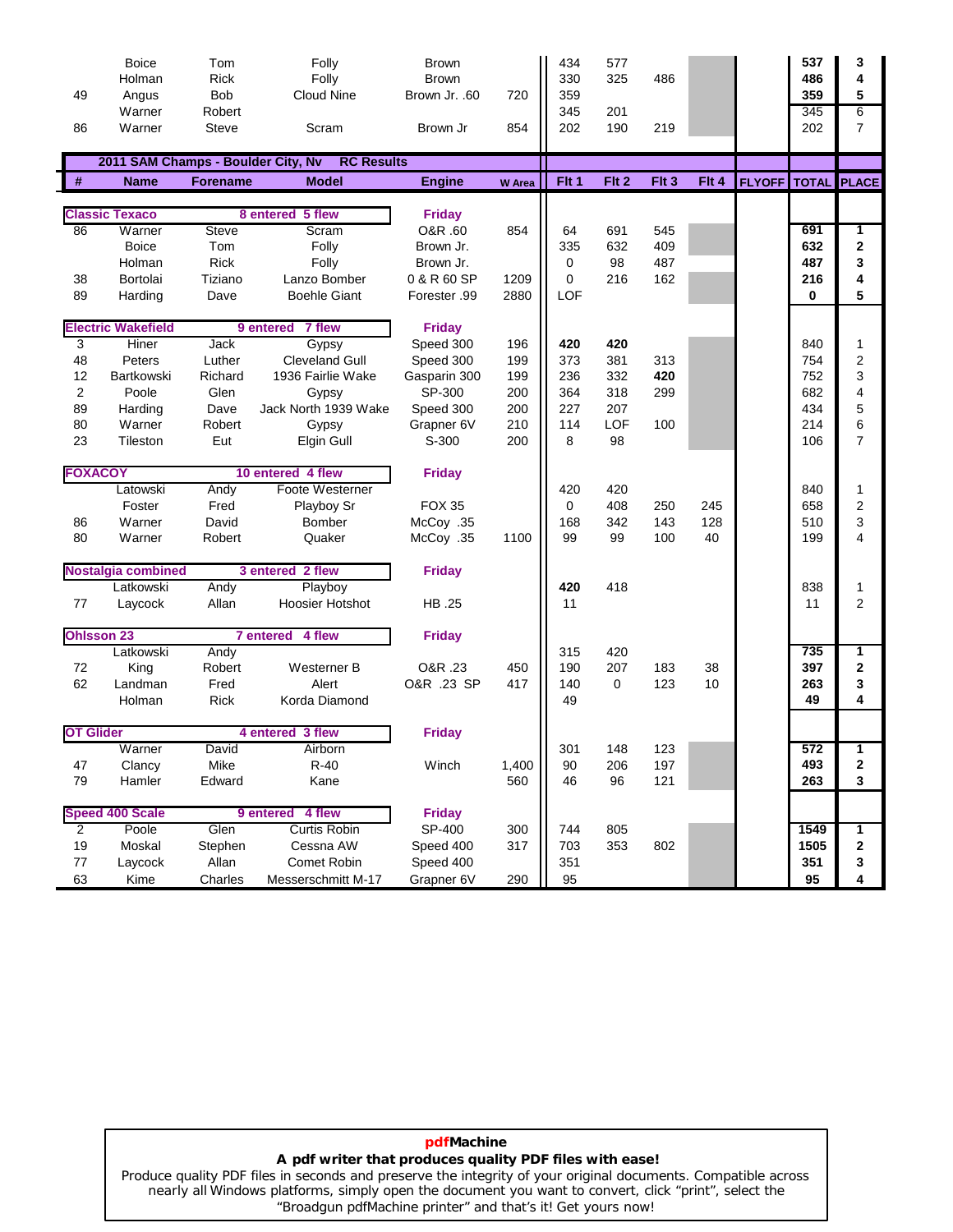| | | | | | | | | | | | | |
|---|---|---|---|---|---|---|---|---|---|---|---|---|
| | Boice | Tom | Folly | Brown | | 434 | 577 | | | | **537** | **3** |
| | Holman | Rick | Folly | Brown | | 330 | 325 | 486 | | | **486** | **4** |
| 49 | Angus | Bob | Cloud Nine | Brown Jr. .60 | 720 | 359 | | | | | **359** | **5** |
| | Warner | Robert | | | | 345 | 201 | | | | 345 | 6 |
| 86 | Warner | Steve | Scram | Brown Jr | 854 | 202 | 190 | 219 | | | 202 | 7 |

**2011 SAM Champs - Boulder City, Nv RC Results**

| # | Name | Forename | Model | Engine | W Area | Flt 1 | Flt 2 | Flt 3 | Flt 4 | FLYOFF | TOTAL | PLACE |
|---|---|---|---|---|---|---|---|---|---|---|---|---|
| **Classic Texaco** | | **8 entered 5 flew** | | **Friday** | | | | | | | | |
| 86 | Warner | Steve | Scram | O&R .60 | 854 | 64 | 691 | 545 | | | **691** | **1** |
| | Boice | Tom | Folly | Brown Jr. | | 335 | 632 | 409 | | | **632** | **2** |
| | Holman | Rick | Folly | Brown Jr. | | 0 | 98 | 487 | | | **487** | **3** |
| 38 | Bortolai | Tiziano | Lanzo Bomber | 0 & R 60 SP | 1209 | 0 | 216 | 162 | | | **216** | **4** |
| 89 | Harding | Dave | Boehle Giant | Forester .99 | 2880 | LOF | | | | | **0** | **5** |
| **Electric Wakefield** | | **9 entered 7 flew** | | **Friday** | | | | | | | | |
| 3 | Hiner | Jack | Gypsy | Speed 300 | 196 | **420** | **420** | | | | 840 | 1 |
| 48 | Peters | Luther | Cleveland Gull | Speed 300 | 199 | 373 | 381 | 313 | | | 754 | 2 |
| 12 | Bartkowski | Richard | 1936 Fairlie Wake | Gasparin 300 | 199 | 236 | 332 | **420** | | | 752 | 3 |
| 2 | Poole | Glen | Gypsy | SP-300 | 200 | 364 | 318 | 299 | | | 682 | 4 |
| 89 | Harding | Dave | Jack North 1939 Wake | Speed 300 | 200 | 227 | 207 | | | | 434 | 5 |
| 80 | Warner | Robert | Gypsy | Grapner 6V | 210 | 114 | LOF | 100 | | | 214 | 6 |
| 23 | Tileston | Eut | Elgin Gull | S-300 | 200 | 8 | 98 | | | | 106 | 7 |
| **FOXACOY** | | **10 entered 4 flew** | | **Friday** | | | | | | | | |
| | Latowski | Andy | Foote Westerner | | | 420 | 420 | | | | 840 | 1 |
| | Foster | Fred | Playboy Sr | FOX 35 | | 0 | 408 | 250 | 245 | | 658 | 2 |
| 86 | Warner | David | Bomber | McCoy .35 | | 168 | 342 | 143 | 128 | | 510 | 3 |
| 80 | Warner | Robert | Quaker | McCoy .35 | 1100 | 99 | 99 | 100 | 40 | | 199 | 4 |
| **Nostalgia combined** | | **3 entered 2 flew** | | **Friday** | | | | | | | | |
| | Latkowski | Andy | Playboy | | | **420** | 418 | | | | 838 | 1 |
| 77 | Laycock | Allan | Hoosier Hotshot | HB .25 | | 11 | | | | | 11 | 2 |
| **Ohlsson 23** | | **7 entered 4 flew** | | **Friday** | | | | | | | | |
| | Latkowski | Andy | | | | 315 | 420 | | | | **735** | **1** |
| 72 | King | Robert | Westerner B | O&R .23 | 450 | 190 | 207 | 183 | 38 | | **397** | **2** |
| 62 | Landman | Fred | Alert | O&R .23 SP | 417 | 140 | 0 | 123 | 10 | | **263** | **3** |
| | Holman | Rick | Korda Diamond | | | 49 | | | | | **49** | **4** |
| **OT Glider** | | **4 entered 3 flew** | | **Friday** | | | | | | | | |
| | Warner | David | Airborn | | | 301 | 148 | 123 | | | **572** | **1** |
| 47 | Clancy | Mike | R-40 | Winch | 1,400 | 90 | 206 | 197 | | | **493** | **2** |
| 79 | Hamler | Edward | Kane | | 560 | 46 | 96 | 121 | | | **263** | **3** |
| **Speed 400 Scale** | | **9 entered 4 flew** | | **Friday** | | | | | | | | |
| 2 | Poole | Glen | Curtis Robin | SP-400 | 300 | 744 | 805 | | | | **1549** | **1** |
| 19 | Moskal | Stephen | Cessna AW | Speed 400 | 317 | 703 | 353 | 802 | | | **1505** | **2** |
| 77 | Laycock | Allan | Comet Robin | Speed 400 | | 351 | | | | | **351** | **3** |
| 63 | Kime | Charles | Messerschmitt M-17 | Grapner 6V | 290 | 95 | | | | | **95** | **4** |

**pdfMachine**
**A pdf writer that produces quality PDF files with ease!**
Produce quality PDF files in seconds and preserve the integrity of your original documents. Compatible across nearly all Windows platforms, simply open the document you want to convert, click "print", select the "Broadgun pdfMachine printer" and that's it! Get yours now!